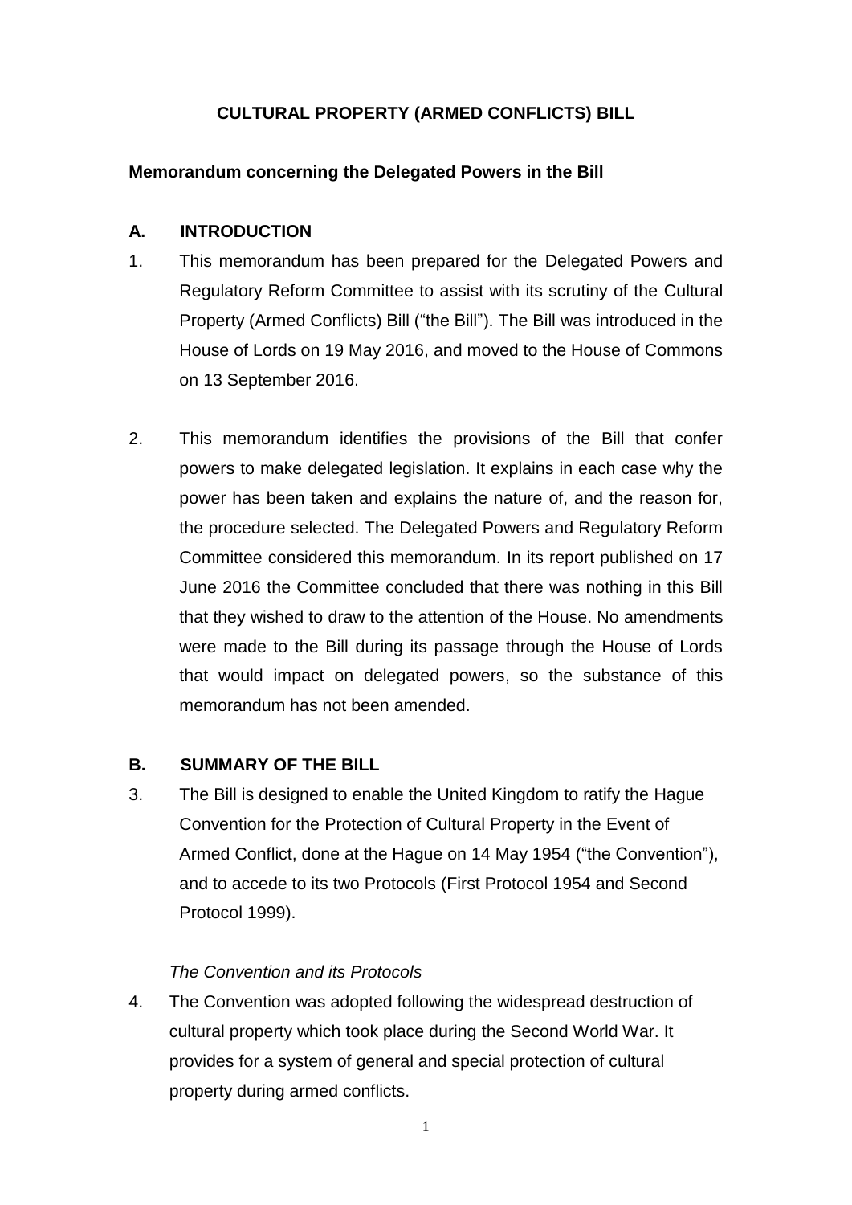# CULTURAL PROPERTY (ARMED CONFLICTS) BILL

## Memorandum concerning the Delegated Powers in the Bill

### A. INTRODUCTION

1. This memorandum has been prepared for the Delegated Powers and Regulatory Reform Committee to assist with its scrutiny of the Cultural Property (Armed Conflicts) Bill ("the Bill"). The Bill was introduced in the House of Lords on 19 May 2016, and moved to the House of Commons on 13 September 2016.

2. This memorandum identifies the provisions of the Bill that confer powers to make delegated legislation. It explains in each case why the power has been taken and explains the nature of, and the reason for, the procedure selected. The Delegated Powers and Regulatory Reform Committee considered this memorandum. In its report published on 17 June 2016 the Committee concluded that there was nothing in this Bill that they wished to draw to the attention of the House. No amendments were made to the Bill during its passage through the House of Lords that would impact on delegated powers, so the substance of this memorandum has not been amended.

### B. SUMMARY OF THE BILL

3. The Bill is designed to enable the United Kingdom to ratify the Hague Convention for the Protection of Cultural Property in the Event of Armed Conflict, done at the Hague on 14 May 1954 ("the Convention"), and to accede to its two Protocols (First Protocol 1954 and Second Protocol 1999).

*The Convention and its Protocols*

4. The Convention was adopted following the widespread destruction of cultural property which took place during the Second World War. It provides for a system of general and special protection of cultural property during armed conflicts.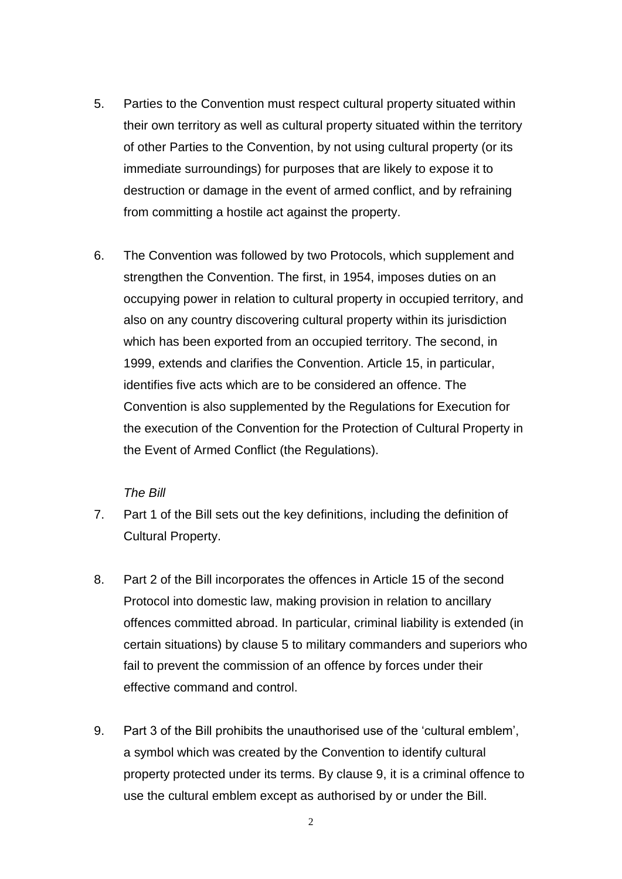5. Parties to the Convention must respect cultural property situated within their own territory as well as cultural property situated within the territory of other Parties to the Convention, by not using cultural property (or its immediate surroundings) for purposes that are likely to expose it to destruction or damage in the event of armed conflict, and by refraining from committing a hostile act against the property.

6. The Convention was followed by two Protocols, which supplement and strengthen the Convention. The first, in 1954, imposes duties on an occupying power in relation to cultural property in occupied territory, and also on any country discovering cultural property within its jurisdiction which has been exported from an occupied territory. The second, in 1999, extends and clarifies the Convention. Article 15, in particular, identifies five acts which are to be considered an offence. The Convention is also supplemented by the Regulations for Execution for the execution of the Convention for the Protection of Cultural Property in the Event of Armed Conflict (the Regulations).

*The Bill*

7. Part 1 of the Bill sets out the key definitions, including the definition of Cultural Property.

8. Part 2 of the Bill incorporates the offences in Article 15 of the second Protocol into domestic law, making provision in relation to ancillary offences committed abroad. In particular, criminal liability is extended (in certain situations) by clause 5 to military commanders and superiors who fail to prevent the commission of an offence by forces under their effective command and control.

9. Part 3 of the Bill prohibits the unauthorised use of the 'cultural emblem', a symbol which was created by the Convention to identify cultural property protected under its terms. By clause 9, it is a criminal offence to use the cultural emblem except as authorised by or under the Bill.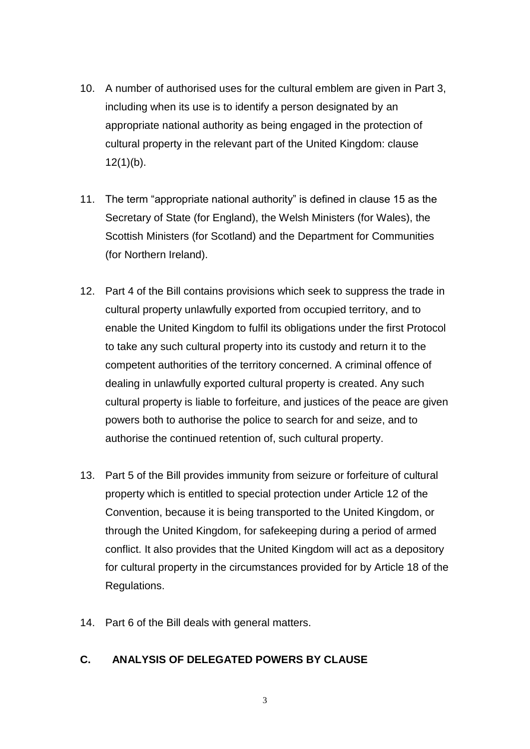10. A number of authorised uses for the cultural emblem are given in Part 3, including when its use is to identify a person designated by an appropriate national authority as being engaged in the protection of cultural property in the relevant part of the United Kingdom: clause 12(1)(b).

11. The term "appropriate national authority" is defined in clause 15 as the Secretary of State (for England), the Welsh Ministers (for Wales), the Scottish Ministers (for Scotland) and the Department for Communities (for Northern Ireland).

12. Part 4 of the Bill contains provisions which seek to suppress the trade in cultural property unlawfully exported from occupied territory, and to enable the United Kingdom to fulfil its obligations under the first Protocol to take any such cultural property into its custody and return it to the competent authorities of the territory concerned. A criminal offence of dealing in unlawfully exported cultural property is created. Any such cultural property is liable to forfeiture, and justices of the peace are given powers both to authorise the police to search for and seize, and to authorise the continued retention of, such cultural property.

13. Part 5 of the Bill provides immunity from seizure or forfeiture of cultural property which is entitled to special protection under Article 12 of the Convention, because it is being transported to the United Kingdom, or through the United Kingdom, for safekeeping during a period of armed conflict. It also provides that the United Kingdom will act as a depository for cultural property in the circumstances provided for by Article 18 of the Regulations.

14. Part 6 of the Bill deals with general matters.

## C. ANALYSIS OF DELEGATED POWERS BY CLAUSE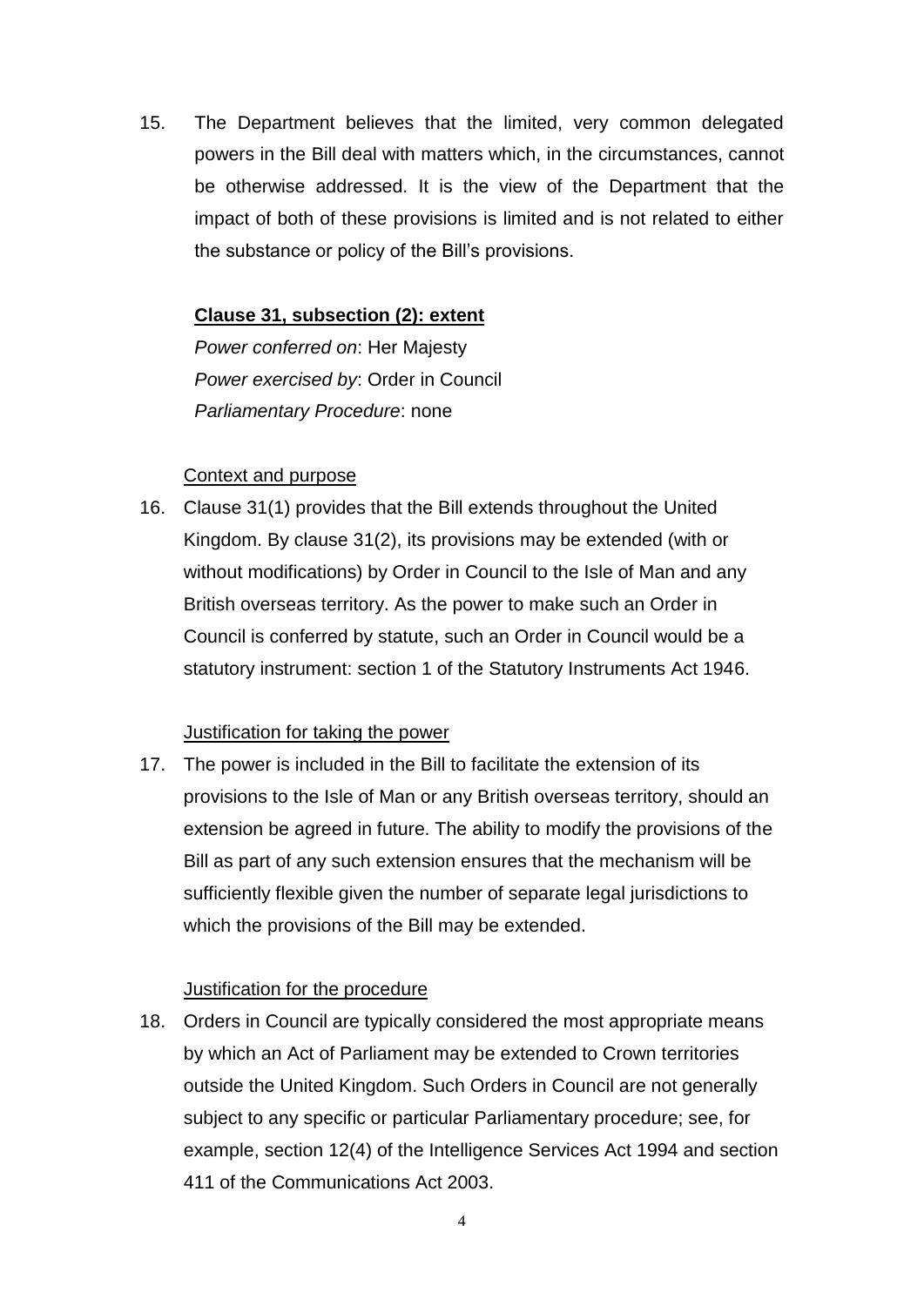15. The Department believes that the limited, very common delegated powers in the Bill deal with matters which, in the circumstances, cannot be otherwise addressed. It is the view of the Department that the impact of both of these provisions is limited and is not related to either the substance or policy of the Bill's provisions.

**Clause 31, subsection (2): extent**

*Power conferred on*: Her Majesty
*Power exercised by*: Order in Council
*Parliamentary Procedure*: none

Context and purpose

16. Clause 31(1) provides that the Bill extends throughout the United Kingdom. By clause 31(2), its provisions may be extended (with or without modifications) by Order in Council to the Isle of Man and any British overseas territory. As the power to make such an Order in Council is conferred by statute, such an Order in Council would be a statutory instrument: section 1 of the Statutory Instruments Act 1946.

Justification for taking the power

17. The power is included in the Bill to facilitate the extension of its provisions to the Isle of Man or any British overseas territory, should an extension be agreed in future. The ability to modify the provisions of the Bill as part of any such extension ensures that the mechanism will be sufficiently flexible given the number of separate legal jurisdictions to which the provisions of the Bill may be extended.

Justification for the procedure

18. Orders in Council are typically considered the most appropriate means by which an Act of Parliament may be extended to Crown territories outside the United Kingdom. Such Orders in Council are not generally subject to any specific or particular Parliamentary procedure; see, for example, section 12(4) of the Intelligence Services Act 1994 and section 411 of the Communications Act 2003.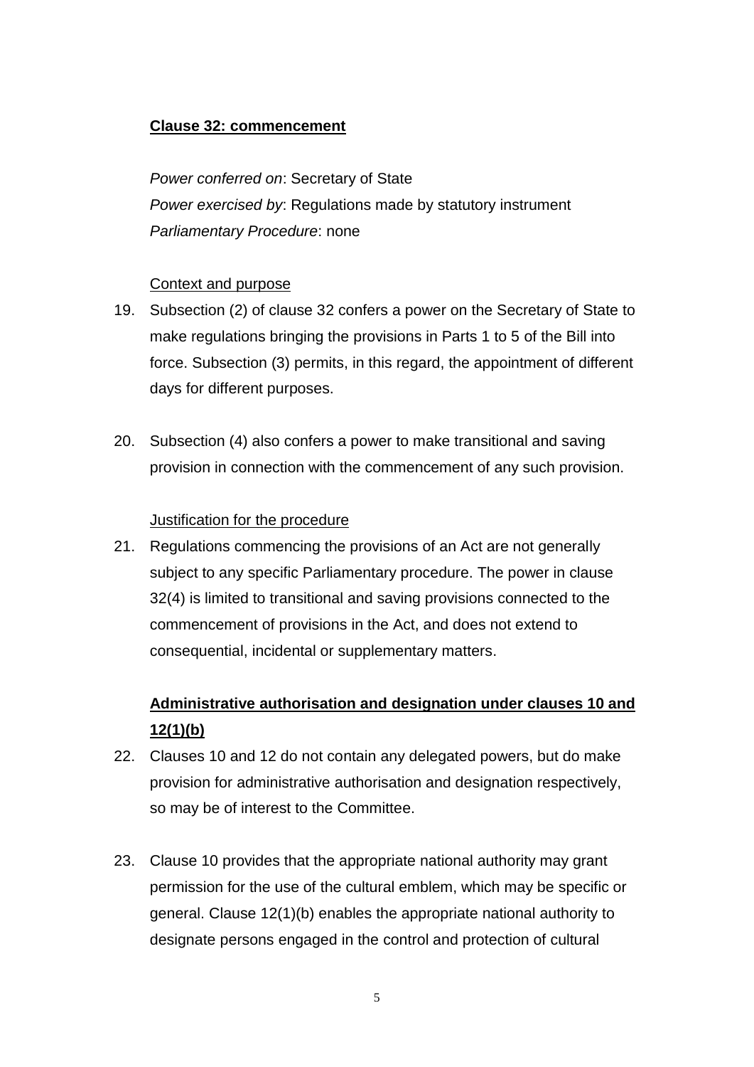**Clause 32: commencement**

*Power conferred on*: Secretary of State
*Power exercised by*: Regulations made by statutory instrument
*Parliamentary Procedure*: none

Context and purpose

19. Subsection (2) of clause 32 confers a power on the Secretary of State to make regulations bringing the provisions in Parts 1 to 5 of the Bill into force. Subsection (3) permits, in this regard, the appointment of different days for different purposes.

20. Subsection (4) also confers a power to make transitional and saving provision in connection with the commencement of any such provision.

Justification for the procedure

21. Regulations commencing the provisions of an Act are not generally subject to any specific Parliamentary procedure. The power in clause 32(4) is limited to transitional and saving provisions connected to the commencement of provisions in the Act, and does not extend to consequential, incidental or supplementary matters.

**Administrative authorisation and designation under clauses 10 and 12(1)(b)**

22. Clauses 10 and 12 do not contain any delegated powers, but do make provision for administrative authorisation and designation respectively, so may be of interest to the Committee.

23. Clause 10 provides that the appropriate national authority may grant permission for the use of the cultural emblem, which may be specific or general. Clause 12(1)(b) enables the appropriate national authority to designate persons engaged in the control and protection of cultural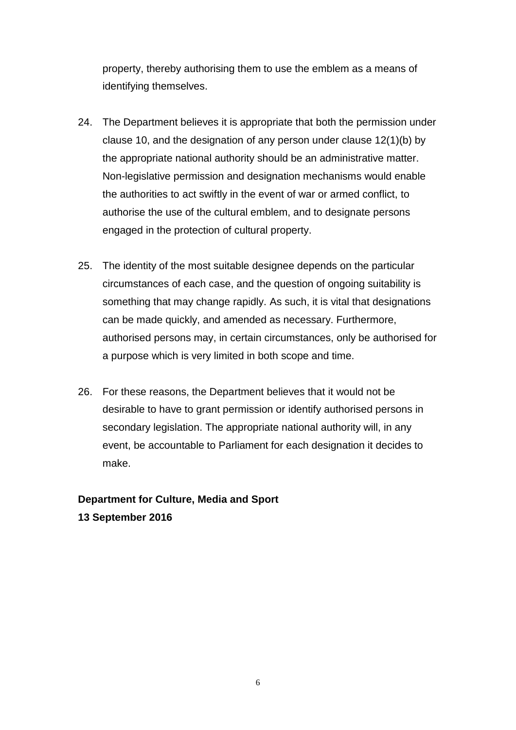property, thereby authorising them to use the emblem as a means of identifying themselves.

24. The Department believes it is appropriate that both the permission under clause 10, and the designation of any person under clause 12(1)(b) by the appropriate national authority should be an administrative matter. Non-legislative permission and designation mechanisms would enable the authorities to act swiftly in the event of war or armed conflict, to authorise the use of the cultural emblem, and to designate persons engaged in the protection of cultural property.

25. The identity of the most suitable designee depends on the particular circumstances of each case, and the question of ongoing suitability is something that may change rapidly. As such, it is vital that designations can be made quickly, and amended as necessary. Furthermore, authorised persons may, in certain circumstances, only be authorised for a purpose which is very limited in both scope and time.

26. For these reasons, the Department believes that it would not be desirable to have to grant permission or identify authorised persons in secondary legislation. The appropriate national authority will, in any event, be accountable to Parliament for each designation it decides to make.

**Department for Culture, Media and Sport**
**13 September 2016**